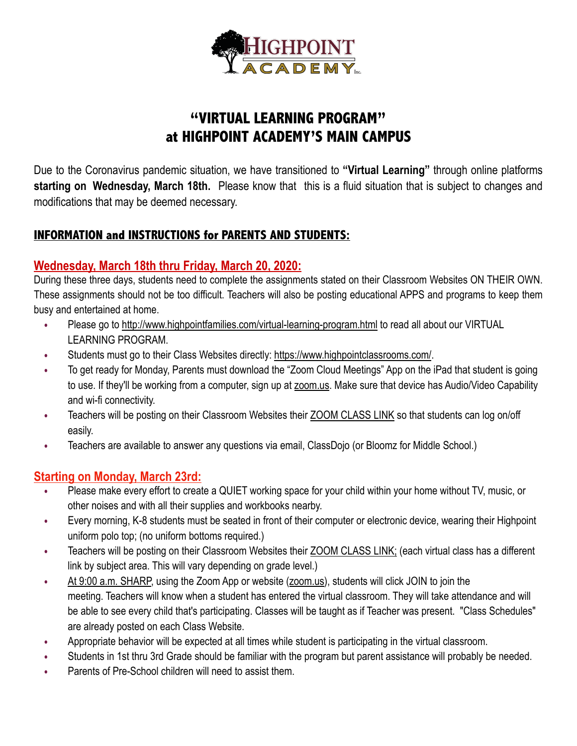# "VIRTUAL LEARNING PROGRAM" at HIGHPOINT ACADEMY'S MAIN CAMPUS

Due to the Coronavirus pandemic situation, we have transitioned to **"Virtual Learning"** through online platforms **starting on Wednesday, March 18th.** Please know that this is a fluid situation that is subject to changes and modifications that may be deemed necessary.

## INFORMATION and INSTRUCTIONS for PARENTS AND STUDENTS:

### Wednesday, March 18th thru Friday, March 20, 2020:

During these three days, students need to complete the assignments stated on their Classroom Websites ON THEIR OWN. These assignments should not be too difficult. Teachers will also be posting educational APPS and programs to keep them busy and entertained at home.

- Please go to http://www.highpointfamilies.com/virtual-learning-program.html to read all about our VIRTUAL LEARNING PROGRAM.
- Students must go to their Class Websites directly: https://www.highpointclassrooms.com/.
- To get ready for Monday, Parents must download the "Zoom Cloud Meetings" App on the iPad that student is going to use. If they'll be working from a computer, sign up at zoom.us. Make sure that device has Audio/Video Capability and wi-fi connectivity.
- Teachers will be posting on their Classroom Websites their ZOOM CLASS LINK so that students can log on/off easily.
- Teachers are available to answer any questions via email, ClassDojo (or Bloomz for Middle School.)

### Starting on Monday, March 23rd:

- Please make every effort to create a QUIET working space for your child within your home without TV, music, or other noises and with all their supplies and workbooks nearby.
- Every morning, K-8 students must be seated in front of their computer or electronic device, wearing their Highpoint uniform polo top; (no uniform bottoms required.)
- Teachers will be posting on their Classroom Websites their ZOOM CLASS LINK; (each virtual class has a different link by subject area. This will vary depending on grade level.)
- At 9:00 a.m. SHARP, using the Zoom App or website (zoom.us), students will click JOIN to join the meeting. Teachers will know when a student has entered the virtual classroom. They will take attendance and will be able to see every child that's participating. Classes will be taught as if Teacher was present. "Class Schedules" are already posted on each Class Website.
- Appropriate behavior will be expected at all times while student is participating in the virtual classroom.
- Students in 1st thru 3rd Grade should be familiar with the program but parent assistance will probably be needed.
- Parents of Pre-School children will need to assist them.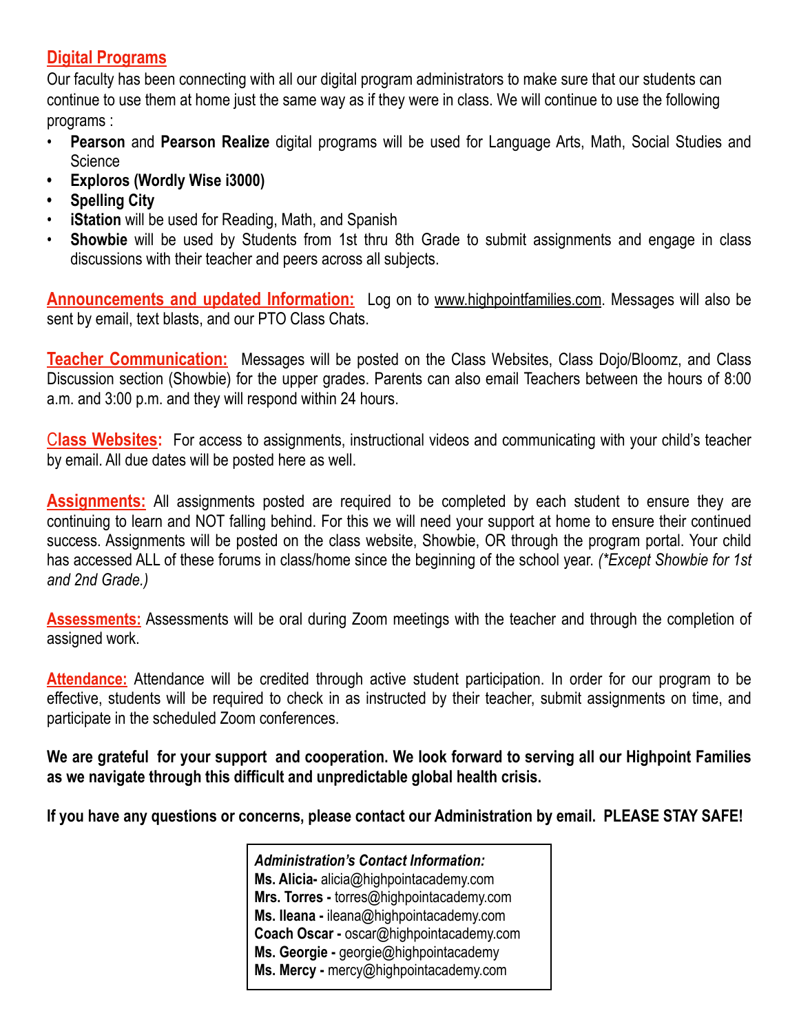## Digital Programs

Our faculty has been connecting with all our digital program administrators to make sure that our students can continue to use them at home just the same way as if they were in class. We will continue to use the following programs :

- **Pearson** and **Pearson Realize** digital programs will be used for Language Arts, Math, Social Studies and Science
- **Exploros (Wordly Wise i3000)**
- **Spelling City**
- **iStation** will be used for Reading, Math, and Spanish
- **Showbie** will be used by Students from 1st thru 8th Grade to submit assignments and engage in class discussions with their teacher and peers across all subjects.

**Announcements and updated Information:** Log on to www.highpointfamilies.com. Messages will also be sent by email, text blasts, and our PTO Class Chats.

**Teacher Communication:** Messages will be posted on the Class Websites, Class Dojo/Bloomz, and Class Discussion section (Showbie) for the upper grades. Parents can also email Teachers between the hours of 8:00 a.m. and 3:00 p.m. and they will respond within 24 hours.

**Class Websites:** For access to assignments, instructional videos and communicating with your child's teacher by email. All due dates will be posted here as well.

**Assignments:** All assignments posted are required to be completed by each student to ensure they are continuing to learn and NOT falling behind. For this we will need your support at home to ensure their continued success. Assignments will be posted on the class website, Showbie, OR through the program portal. Your child has accessed ALL of these forums in class/home since the beginning of the school year. *(*Except Showbie for 1st and 2nd Grade.)*

**Assessments:** Assessments will be oral during Zoom meetings with the teacher and through the completion of assigned work.

**Attendance:** Attendance will be credited through active student participation. In order for our program to be effective, students will be required to check in as instructed by their teacher, submit assignments on time, and participate in the scheduled Zoom conferences.

**We are grateful for your support and cooperation. We look forward to serving all our Highpoint Families as we navigate through this difficult and unpredictable global health crisis.**

**If you have any questions or concerns, please contact our Administration by email. PLEASE STAY SAFE!**

***Administration's Contact Information:***
**Ms. Alicia-** alicia@highpointacademy.com
**Mrs. Torres -** torres@highpointacademy.com
**Ms. Ileana -** ileana@highpointacademy.com
**Coach Oscar -** oscar@highpointacademy.com
**Ms. Georgie -** georgie@highpointacademy
**Ms. Mercy -** mercy@highpointacademy.com